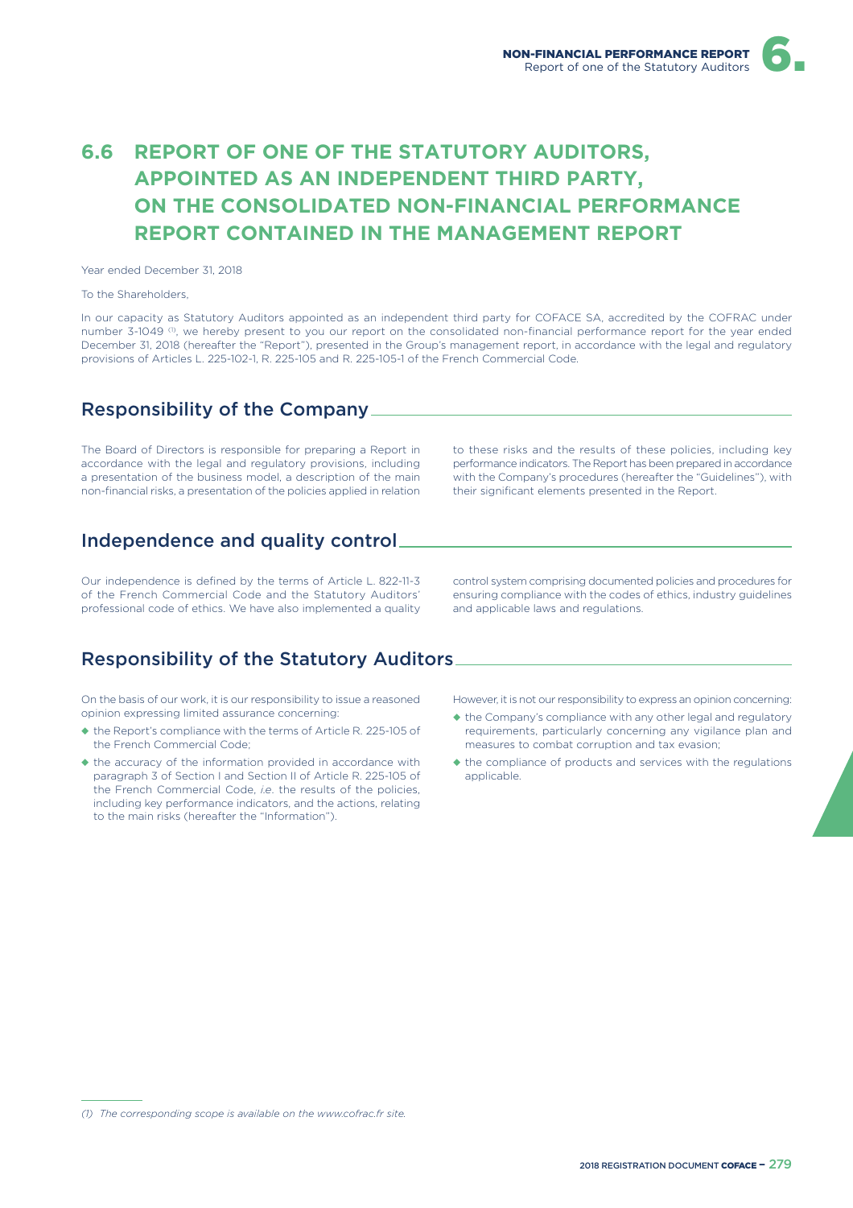# 6.6 REPORT OF ONE OF THE STATUTORY AUDITORS, APPOINTED AS AN INDEPENDENT THIRD PARTY, ON THE CONSOLIDATED NON-FINANCIAL PERFORMANCE REPORT CONTAINED IN THE MANAGEMENT REPORT

Year ended December 31, 2018

To the Shareholders,

In our capacity as Statutory Auditors appointed as an independent third party for COFACE SA, accredited by the COFRAC under number 3-1049 [1], we hereby present to you our report on the consolidated non-financial performance report for the year ended December 31, 2018 (hereafter the "Report"), presented in the Group's management report, in accordance with the legal and regulatory provisions of Articles L. 225-102-1, R. 225-105 and R. 225-105-1 of the French Commercial Code.

## Responsibility of the Company

The Board of Directors is responsible for preparing a Report in accordance with the legal and regulatory provisions, including a presentation of the business model, a description of the main non-financial risks, a presentation of the policies applied in relation to these risks and the results of these policies, including key performance indicators. The Report has been prepared in accordance with the Company's procedures (hereafter the "Guidelines"), with their significant elements presented in the Report.

## Independence and quality control

Our independence is defined by the terms of Article L. 822-11-3 of the French Commercial Code and the Statutory Auditors' professional code of ethics. We have also implemented a quality control system comprising documented policies and procedures for ensuring compliance with the codes of ethics, industry guidelines and applicable laws and regulations.

## Responsibility of the Statutory Auditors

On the basis of our work, it is our responsibility to issue a reasoned opinion expressing limited assurance concerning:

- the Report's compliance with the terms of Article R. 225-105 of the French Commercial Code;
- the accuracy of the information provided in accordance with paragraph 3 of Section I and Section II of Article R. 225-105 of the French Commercial Code, *i.e.* the results of the policies, including key performance indicators, and the actions, relating to the main risks (hereafter the "Information").

However, it is not our responsibility to express an opinion concerning:

- the Company's compliance with any other legal and regulatory requirements, particularly concerning any vigilance plan and measures to combat corruption and tax evasion;
- the compliance of products and services with the regulations applicable.

(1) *The corresponding scope is available on the www.cofrac.fr site.*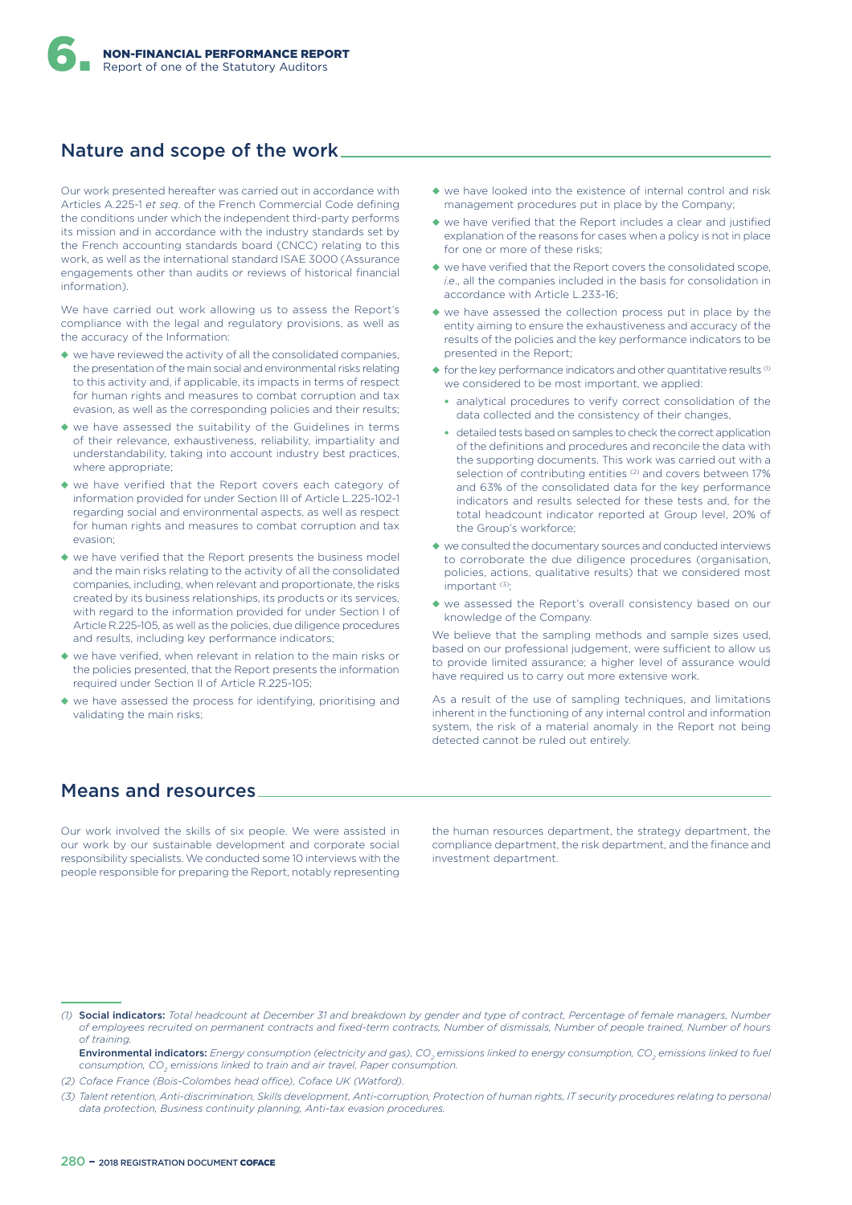## Nature and scope of the work

Our work presented hereafter was carried out in accordance with Articles A.225-1 *et seq*. of the French Commercial Code defining the conditions under which the independent third-party performs its mission and in accordance with the industry standards set by the French accounting standards board (CNCC) relating to this work, as well as the international standard ISAE 3000 (Assurance engagements other than audits or reviews of historical financial information).

We have carried out work allowing us to assess the Report's compliance with the legal and regulatory provisions, as well as the accuracy of the Information:

- we have reviewed the activity of all the consolidated companies, the presentation of the main social and environmental risks relating to this activity and, if applicable, its impacts in terms of respect for human rights and measures to combat corruption and tax evasion, as well as the corresponding policies and their results;
- we have assessed the suitability of the Guidelines in terms of their relevance, exhaustiveness, reliability, impartiality and understandability, taking into account industry best practices, where appropriate;
- we have verified that the Report covers each category of information provided for under Section III of Article L.225-102-1 regarding social and environmental aspects, as well as respect for human rights and measures to combat corruption and tax evasion;
- we have verified that the Report presents the business model and the main risks relating to the activity of all the consolidated companies, including, when relevant and proportionate, the risks created by its business relationships, its products or its services, with regard to the information provided for under Section I of Article R.225-105, as well as the policies, due diligence procedures and results, including key performance indicators;
- we have verified, when relevant in relation to the main risks or the policies presented, that the Report presents the information required under Section II of Article R.225-105;
- we have assessed the process for identifying, prioritising and validating the main risks;
- we have looked into the existence of internal control and risk management procedures put in place by the Company;
- we have verified that the Report includes a clear and justified explanation of the reasons for cases when a policy is not in place for one or more of these risks;
- we have verified that the Report covers the consolidated scope, *i.e.*, all the companies included in the basis for consolidation in accordance with Article L.233-16;
- we have assessed the collection process put in place by the entity aiming to ensure the exhaustiveness and accuracy of the results of the policies and the key performance indicators to be presented in the Report;
- for the key performance indicators and other quantitative results [1] we considered to be most important, we applied:
  - analytical procedures to verify correct consolidation of the data collected and the consistency of their changes,
  - detailed tests based on samples to check the correct application of the definitions and procedures and reconcile the data with the supporting documents. This work was carried out with a selection of contributing entities [2] and covers between 17% and 63% of the consolidated data for the key performance indicators and results selected for these tests and, for the total headcount indicator reported at Group level, 20% of the Group's workforce;
- we consulted the documentary sources and conducted interviews to corroborate the due diligence procedures (organisation, policies, actions, qualitative results) that we considered most important [3];
- we assessed the Report's overall consistency based on our knowledge of the Company.

We believe that the sampling methods and sample sizes used, based on our professional judgement, were sufficient to allow us to provide limited assurance; a higher level of assurance would have required us to carry out more extensive work.

As a result of the use of sampling techniques, and limitations inherent in the functioning of any internal control and information system, the risk of a material anomaly in the Report not being detected cannot be ruled out entirely.

## Means and resources

Our work involved the skills of six people. We were assisted in our work by our sustainable development and corporate social responsibility specialists. We conducted some 10 interviews with the people responsible for preparing the Report, notably representing the human resources department, the strategy department, the compliance department, the risk department, and the finance and investment department.

---

(1) **Social indicators:** *Total headcount at December 31 and breakdown by gender and type of contract, Percentage of female managers, Number of employees recruited on permanent contracts and fixed-term contracts, Number of dismissals, Number of people trained, Number of hours of training.*

**Environmental indicators:** *Energy consumption (electricity and gas), $CO_2$ emissions linked to energy consumption, $CO_2$ emissions linked to fuel consumption, $CO_2$ emissions linked to train and air travel, Paper consumption.*

(2) *Coface France (Bois-Colombes head office), Coface UK (Watford).*

(3) *Talent retention, Anti-discrimination, Skills development, Anti-corruption, Protection of human rights, IT security procedures relating to personal data protection, Business continuity planning, Anti-tax evasion procedures.*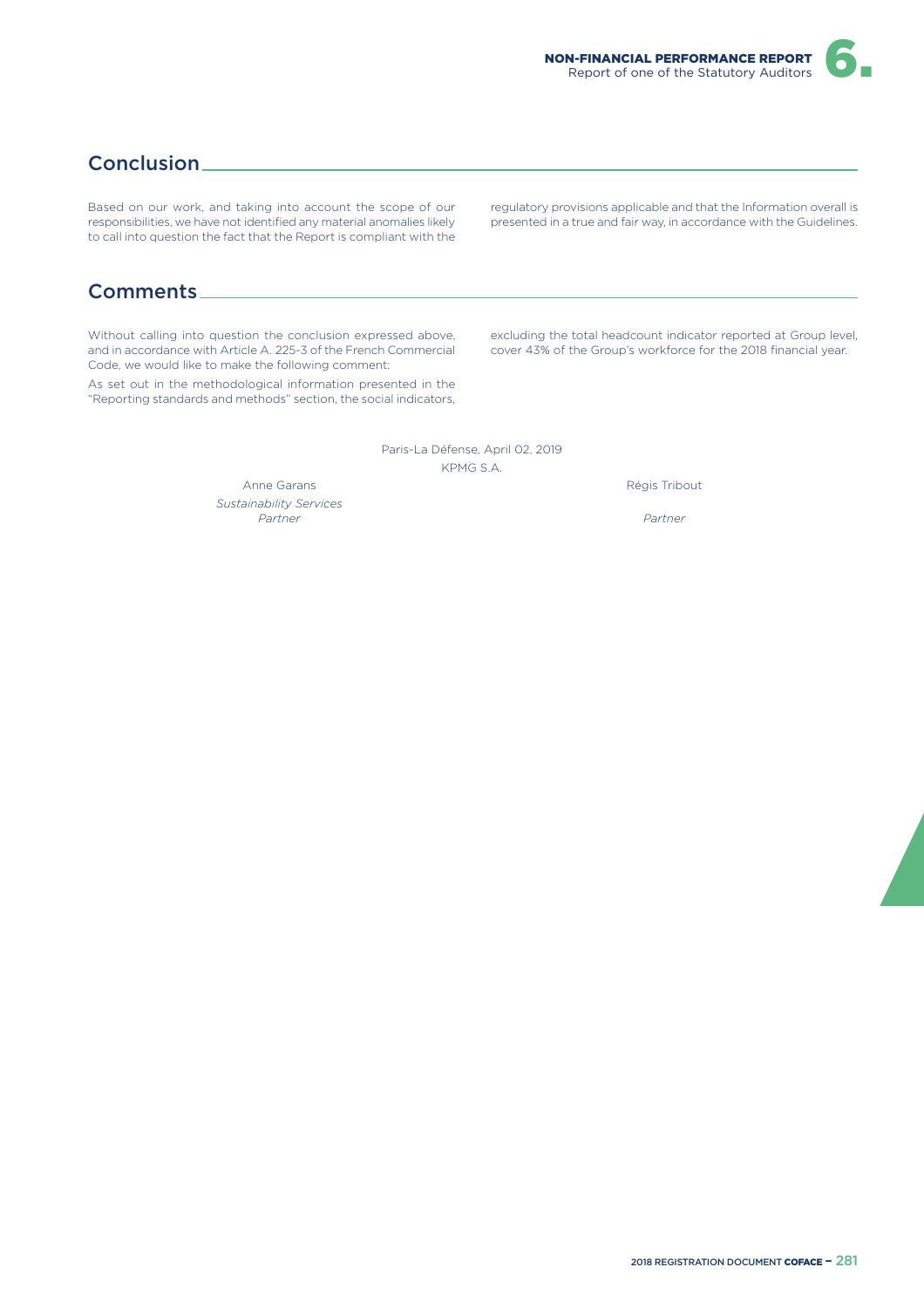## Conclusion

Based on our work, and taking into account the scope of our responsibilities, we have not identified any material anomalies likely to call into question the fact that the Report is compliant with the regulatory provisions applicable and that the Information overall is presented in a true and fair way, in accordance with the Guidelines.

## Comments

Without calling into question the conclusion expressed above, and in accordance with Article A. 225-3 of the French Commercial Code, we would like to make the following comment:

As set out in the methodological information presented in the "Reporting standards and methods" section, the social indicators, excluding the total headcount indicator reported at Group level, cover 43% of the Group's workforce for the 2018 financial year.

Paris-La Défense, April 02, 2019

KPMG S.A.

Anne Garans
*Sustainability Services*
*Partner*

Régis Tribout
*Partner*